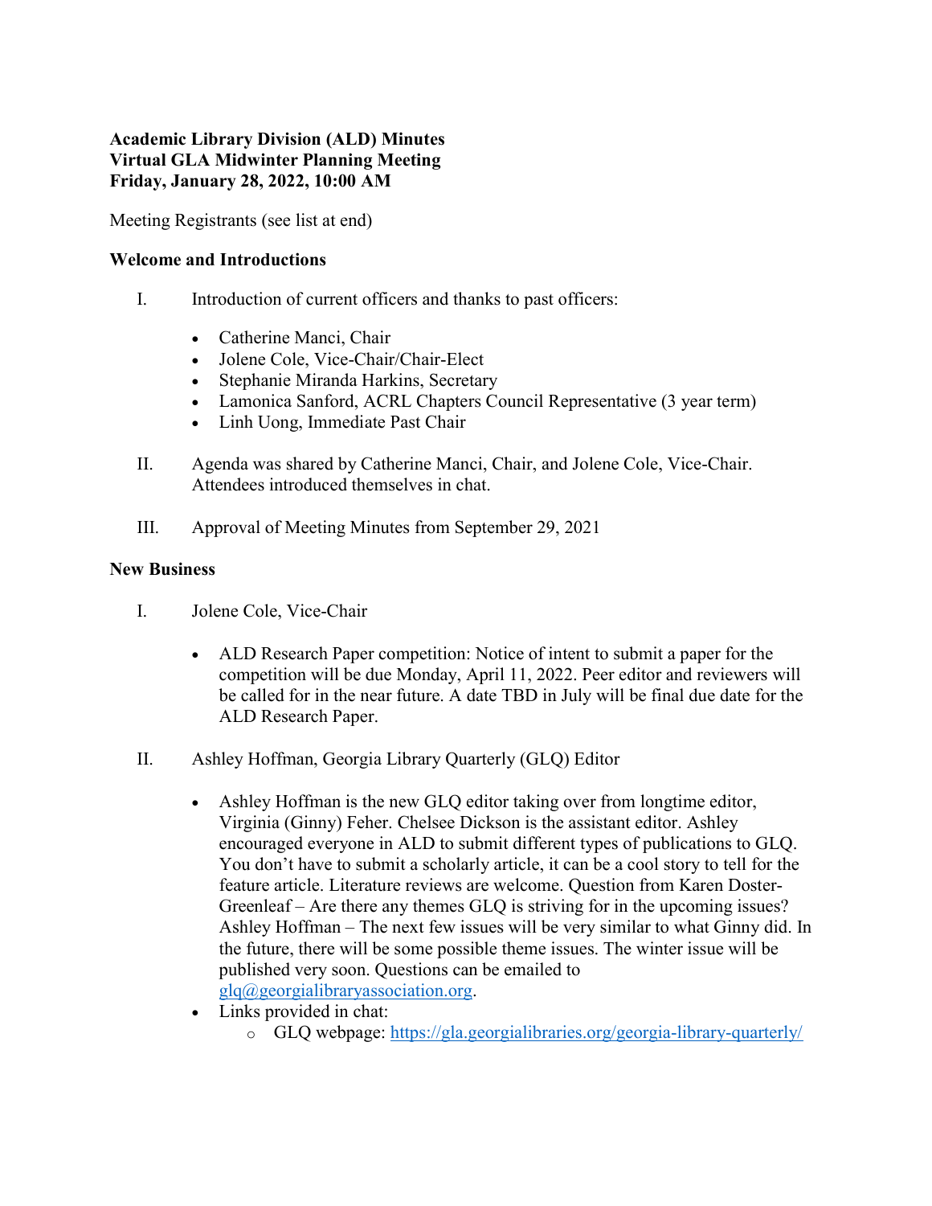**Academic Library Division (ALD) Minutes**
**Virtual GLA Midwinter Planning Meeting**
**Friday, January 28, 2022, 10:00 AM**

Meeting Registrants (see list at end)

### Welcome and Introductions

I. Introduction of current officers and thanks to past officers:

- Catherine Manci, Chair
- Jolene Cole, Vice-Chair/Chair-Elect
- Stephanie Miranda Harkins, Secretary
- Lamonica Sanford, ACRL Chapters Council Representative (3 year term)
- Linh Uong, Immediate Past Chair

II. Agenda was shared by Catherine Manci, Chair, and Jolene Cole, Vice-Chair. Attendees introduced themselves in chat.

III. Approval of Meeting Minutes from September 29, 2021

### New Business

I. Jolene Cole, Vice-Chair

- ALD Research Paper competition: Notice of intent to submit a paper for the competition will be due Monday, April 11, 2022. Peer editor and reviewers will be called for in the near future. A date TBD in July will be final due date for the ALD Research Paper.

II. Ashley Hoffman, Georgia Library Quarterly (GLQ) Editor

- Ashley Hoffman is the new GLQ editor taking over from longtime editor, Virginia (Ginny) Feher. Chelsee Dickson is the assistant editor. Ashley encouraged everyone in ALD to submit different types of publications to GLQ. You don't have to submit a scholarly article, it can be a cool story to tell for the feature article. Literature reviews are welcome. Question from Karen Doster-Greenleaf – Are there any themes GLQ is striving for in the upcoming issues? Ashley Hoffman – The next few issues will be very similar to what Ginny did. In the future, there will be some possible theme issues. The winter issue will be published very soon. Questions can be emailed to glq@georgialibraryassociation.org.
- Links provided in chat:
  - GLQ webpage: https://gla.georgialibraries.org/georgia-library-quarterly/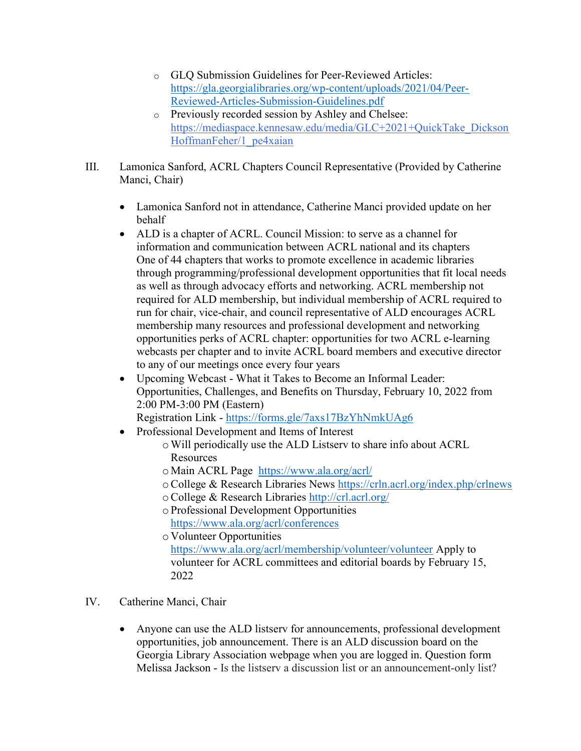- GLQ Submission Guidelines for Peer-Reviewed Articles: https://gla.georgialibraries.org/wp-content/uploads/2021/04/Peer-Reviewed-Articles-Submission-Guidelines.pdf
- Previously recorded session by Ashley and Chelsee: https://mediaspace.kennesaw.edu/media/GLC+2021+QuickTake_DicksonHoffmanFeher/1_pe4xaian

III. Lamonica Sanford, ACRL Chapters Council Representative (Provided by Catherine Manci, Chair)

- Lamonica Sanford not in attendance, Catherine Manci provided update on her behalf
- ALD is a chapter of ACRL. Council Mission: to serve as a channel for information and communication between ACRL national and its chapters One of 44 chapters that works to promote excellence in academic libraries through programming/professional development opportunities that fit local needs as well as through advocacy efforts and networking. ACRL membership not required for ALD membership, but individual membership of ACRL required to run for chair, vice-chair, and council representative of ALD encourages ACRL membership many resources and professional development and networking opportunities perks of ACRL chapter: opportunities for two ACRL e-learning webcasts per chapter and to invite ACRL board members and executive director to any of our meetings once every four years
- Upcoming Webcast - What it Takes to Become an Informal Leader: Opportunities, Challenges, and Benefits on Thursday, February 10, 2022 from 2:00 PM-3:00 PM (Eastern)
  Registration Link - https://forms.gle/7axs17BzYhNmkUAg6
- Professional Development and Items of Interest
  - Will periodically use the ALD Listserv to share info about ACRL Resources
  - Main ACRL Page https://www.ala.org/acrl/
  - College & Research Libraries News https://crln.acrl.org/index.php/crlnews
  - College & Research Libraries http://crl.acrl.org/
  - Professional Development Opportunities https://www.ala.org/acrl/conferences
  - Volunteer Opportunities https://www.ala.org/acrl/membership/volunteer/volunteer Apply to volunteer for ACRL committees and editorial boards by February 15, 2022

IV. Catherine Manci, Chair

- Anyone can use the ALD listserv for announcements, professional development opportunities, job announcement. There is an ALD discussion board on the Georgia Library Association webpage when you are logged in. Question form Melissa Jackson - Is the listserv a discussion list or an announcement-only list?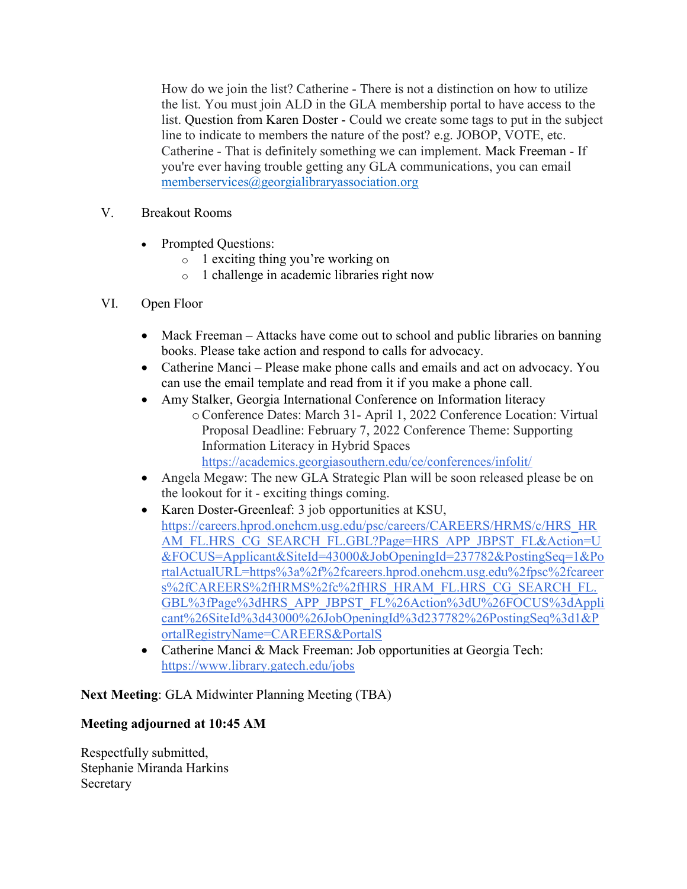How do we join the list? Catherine - There is not a distinction on how to utilize the list. You must join ALD in the GLA membership portal to have access to the list. Question from Karen Doster - Could we create some tags to put in the subject line to indicate to members the nature of the post? e.g. JOBOP, VOTE, etc. Catherine - That is definitely something we can implement. Mack Freeman - If you're ever having trouble getting any GLA communications, you can email memberservices@georgialibraryassociation.org

V. Breakout Rooms

- Prompted Questions:
  - 1 exciting thing you're working on
  - 1 challenge in academic libraries right now

VI. Open Floor

- Mack Freeman – Attacks have come out to school and public libraries on banning books. Please take action and respond to calls for advocacy.
- Catherine Manci – Please make phone calls and emails and act on advocacy. You can use the email template and read from it if you make a phone call.
- Amy Stalker, Georgia International Conference on Information literacy
  - Conference Dates: March 31- April 1, 2022 Conference Location: Virtual Proposal Deadline: February 7, 2022 Conference Theme: Supporting Information Literacy in Hybrid Spaces https://academics.georgiasouthern.edu/ce/conferences/infolit/
- Angela Megaw: The new GLA Strategic Plan will be soon released please be on the lookout for it - exciting things coming.
- Karen Doster-Greenleaf: 3 job opportunities at KSU, https://careers.hprod.onehcm.usg.edu/psc/careers/CAREERS/HRMS/c/HRS_HRAM_FL.HRS_CG_SEARCH_FL.GBL?Page=HRS_APP_JBPST_FL&Action=U&FOCUS=Applicant&SiteId=43000&JobOpeningId=237782&PostingSeq=1&PortalActualURL=https%3a%2f%2fcareers.hprod.onehcm.usg.edu%2fpsc%2fcareers%2fCAREERS%2fHRMS%2fc%2fHRS_HRAM_FL.HRS_CG_SEARCH_FL.GBL%3fPage%3dHRS_APP_JBPST_FL%26Action%3dU%26FOCUS%3dApplicant%26SiteId%3d43000%26JobOpeningId%3d237782%26PostingSeq%3d1&PortalRegistryName=CAREERS&PortalS
- Catherine Manci & Mack Freeman: Job opportunities at Georgia Tech: https://www.library.gatech.edu/jobs

**Next Meeting**: GLA Midwinter Planning Meeting (TBA)

**Meeting adjourned at 10:45 AM**

Respectfully submitted,
Stephanie Miranda Harkins
Secretary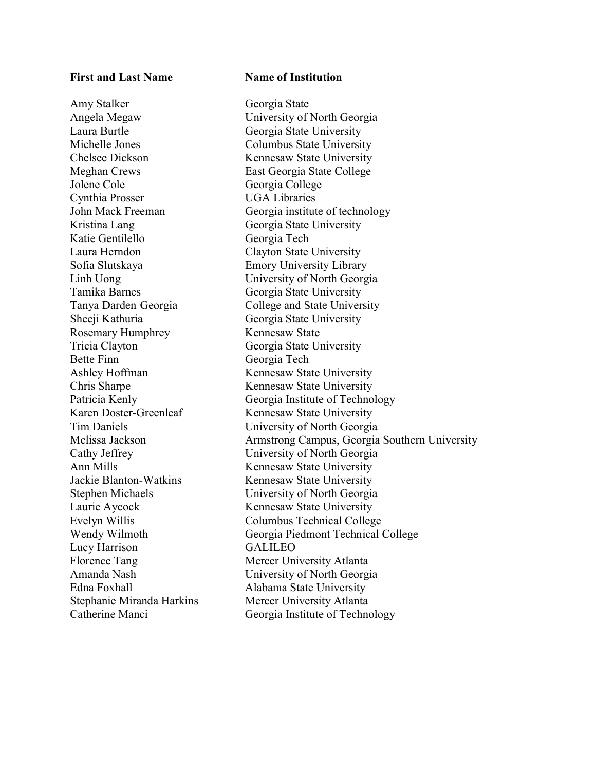| First and Last Name | Name of Institution |
|---|---|
| Amy Stalker | Georgia State |
| Angela Megaw | University of North Georgia |
| Laura Burtle | Georgia State University |
| Michelle Jones | Columbus State University |
| Chelsee Dickson | Kennesaw State University |
| Meghan Crews | East Georgia State College |
| Jolene Cole | Georgia College |
| Cynthia Prosser | UGA Libraries |
| John Mack Freeman | Georgia institute of technology |
| Kristina Lang | Georgia State University |
| Katie Gentilello | Georgia Tech |
| Laura Herndon | Clayton State University |
| Sofia Slutskaya | Emory University Library |
| Linh Uong | University of North Georgia |
| Tamika Barnes | Georgia State University |
| Tanya Darden Georgia | College and State University |
| Sheeji Kathuria | Georgia State University |
| Rosemary Humphrey | Kennesaw State |
| Tricia Clayton | Georgia State University |
| Bette Finn | Georgia Tech |
| Ashley Hoffman | Kennesaw State University |
| Chris Sharpe | Kennesaw State University |
| Patricia Kenly | Georgia Institute of Technology |
| Karen Doster-Greenleaf | Kennesaw State University |
| Tim Daniels | University of North Georgia |
| Melissa Jackson | Armstrong Campus, Georgia Southern University |
| Cathy Jeffrey | University of North Georgia |
| Ann Mills | Kennesaw State University |
| Jackie Blanton-Watkins | Kennesaw State University |
| Stephen Michaels | University of North Georgia |
| Laurie Aycock | Kennesaw State University |
| Evelyn Willis | Columbus Technical College |
| Wendy Wilmoth | Georgia Piedmont Technical College |
| Lucy Harrison | GALILEO |
| Florence Tang | Mercer University Atlanta |
| Amanda Nash | University of North Georgia |
| Edna Foxhall | Alabama State University |
| Stephanie Miranda Harkins | Mercer University Atlanta |
| Catherine Manci | Georgia Institute of Technology |